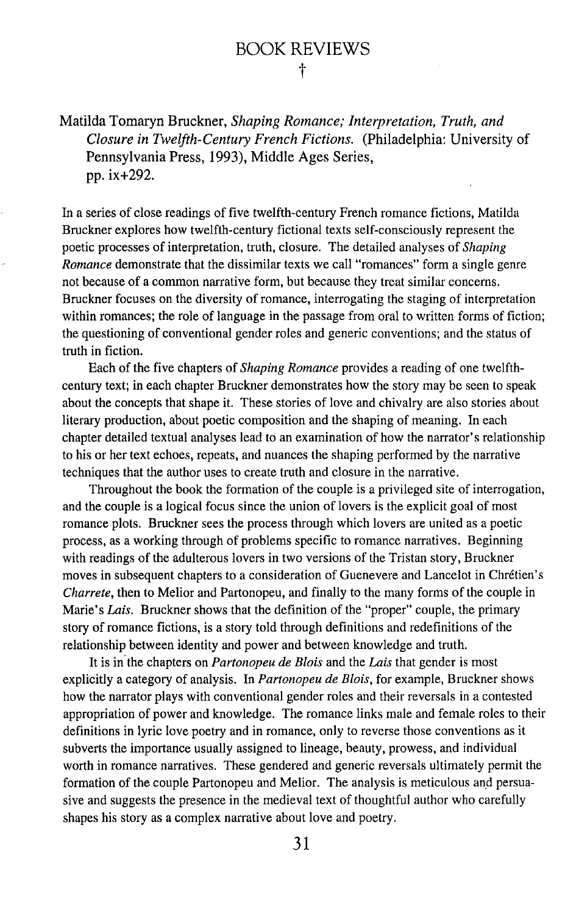# BOOK REVIEWS

†

Matilda Tomaryn Bruckner, *Shaping Romance; Interpretation, Truth, and Closure in Twelfth-Century French Fictions.* (Philadelphia: University of Pennsylvania Press, 1993), Middle Ages Series, pp. ix+292.

In a series of close readings of five twelfth-century French romance fictions, Matilda Bruckner explores how twelfth-century fictional texts self-consciously represent the poetic processes of interpretation, truth, closure. The detailed analyses of *Shaping Romance* demonstrate that the dissimilar texts we call "romances" form a single genre not because of a common narrative form, but because they treat similar concerns. Bruckner focuses on the diversity of romance, interrogating the staging of interpretation within romances; the role of language in the passage from oral to written forms of fiction; the questioning of conventional gender roles and generic conventions; and the status of truth in fiction.

Each of the five chapters of *Shaping Romance* provides a reading of one twelfth-century text; in each chapter Bruckner demonstrates how the story may be seen to speak about the concepts that shape it. These stories of love and chivalry are also stories about literary production, about poetic composition and the shaping of meaning. In each chapter detailed textual analyses lead to an examination of how the narrator's relationship to his or her text echoes, repeats, and nuances the shaping performed by the narrative techniques that the author uses to create truth and closure in the narrative.

Throughout the book the formation of the couple is a privileged site of interrogation, and the couple is a logical focus since the union of lovers is the explicit goal of most romance plots. Bruckner sees the process through which lovers are united as a poetic process, as a working through of problems specific to romance narratives. Beginning with readings of the adulterous lovers in two versions of the Tristan story, Bruckner moves in subsequent chapters to a consideration of Guenevere and Lancelot in Chrétien's *Charrete*, then to Melior and Partonopeu, and finally to the many forms of the couple in Marie's *Lais*. Bruckner shows that the definition of the "proper" couple, the primary story of romance fictions, is a story told through definitions and redefinitions of the relationship between identity and power and between knowledge and truth.

It is in the chapters on *Partonopeu de Blois* and the *Lais* that gender is most explicitly a category of analysis. In *Partonopeu de Blois*, for example, Bruckner shows how the narrator plays with conventional gender roles and their reversals in a contested appropriation of power and knowledge. The romance links male and female roles to their definitions in lyric love poetry and in romance, only to reverse those conventions as it subverts the importance usually assigned to lineage, beauty, prowess, and individual worth in romance narratives. These gendered and generic reversals ultimately permit the formation of the couple Partonopeu and Melior. The analysis is meticulous and persuasive and suggests the presence in the medieval text of thoughtful author who carefully shapes his story as a complex narrative about love and poetry.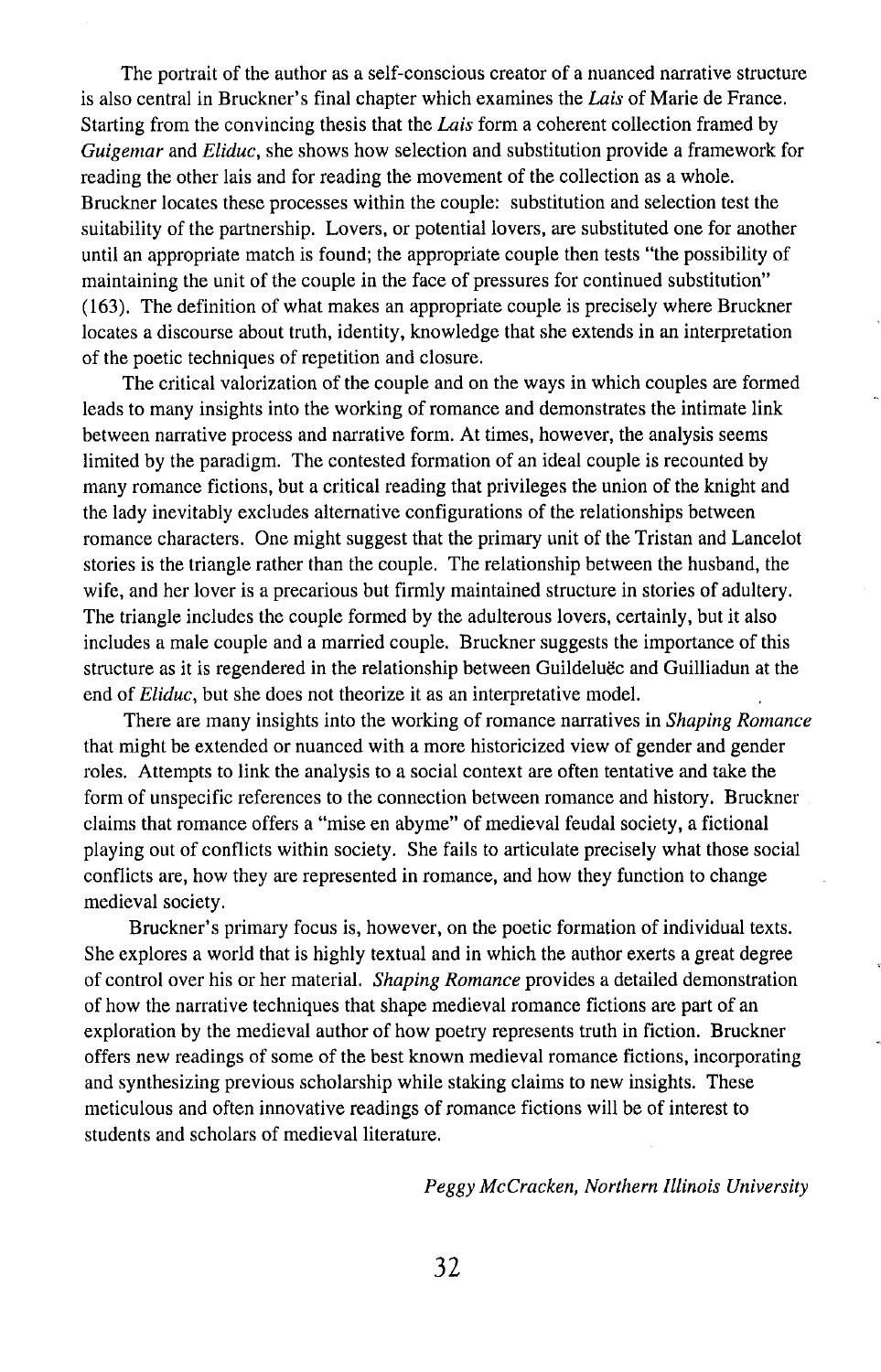The portrait of the author as a self-conscious creator of a nuanced narrative structure is also central in Bruckner's final chapter which examines the *Lais* of Marie de France. Starting from the convincing thesis that the *Lais* form a coherent collection framed by *Guigemar* and *Eliduc*, she shows how selection and substitution provide a framework for reading the other lais and for reading the movement of the collection as a whole. Bruckner locates these processes within the couple: substitution and selection test the suitability of the partnership. Lovers, or potential lovers, are substituted one for another until an appropriate match is found; the appropriate couple then tests "the possibility of maintaining the unit of the couple in the face of pressures for continued substitution" (163). The definition of what makes an appropriate couple is precisely where Bruckner locates a discourse about truth, identity, knowledge that she extends in an interpretation of the poetic techniques of repetition and closure.

The critical valorization of the couple and on the ways in which couples are formed leads to many insights into the working of romance and demonstrates the intimate link between narrative process and narrative form. At times, however, the analysis seems limited by the paradigm. The contested formation of an ideal couple is recounted by many romance fictions, but a critical reading that privileges the union of the knight and the lady inevitably excludes alternative configurations of the relationships between romance characters. One might suggest that the primary unit of the Tristan and Lancelot stories is the triangle rather than the couple. The relationship between the husband, the wife, and her lover is a precarious but firmly maintained structure in stories of adultery. The triangle includes the couple formed by the adulterous lovers, certainly, but it also includes a male couple and a married couple. Bruckner suggests the importance of this structure as it is regendered in the relationship between Guildeluëc and Guilliadun at the end of *Eliduc*, but she does not theorize it as an interpretative model.

There are many insights into the working of romance narratives in *Shaping Romance* that might be extended or nuanced with a more historicized view of gender and gender roles. Attempts to link the analysis to a social context are often tentative and take the form of unspecific references to the connection between romance and history. Bruckner claims that romance offers a "mise en abyme" of medieval feudal society, a fictional playing out of conflicts within society. She fails to articulate precisely what those social conflicts are, how they are represented in romance, and how they function to change medieval society.

Bruckner's primary focus is, however, on the poetic formation of individual texts. She explores a world that is highly textual and in which the author exerts a great degree of control over his or her material. *Shaping Romance* provides a detailed demonstration of how the narrative techniques that shape medieval romance fictions are part of an exploration by the medieval author of how poetry represents truth in fiction. Bruckner offers new readings of some of the best known medieval romance fictions, incorporating and synthesizing previous scholarship while staking claims to new insights. These meticulous and often innovative readings of romance fictions will be of interest to students and scholars of medieval literature.

*Peggy McCracken, Northern Illinois University*